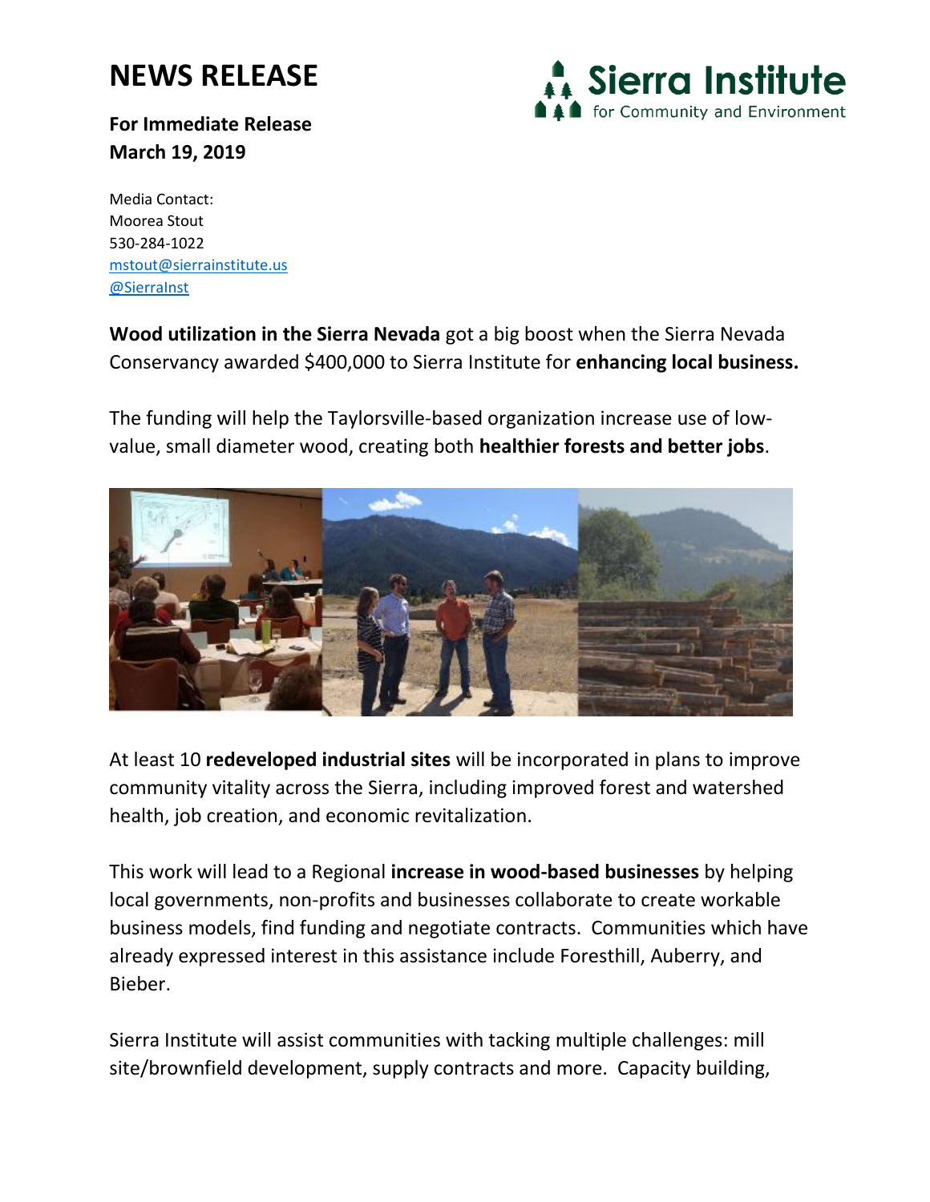# NEWS RELEASE

Sierra Institute for Community and Environment

**For Immediate Release**
**March 19, 2019**

Media Contact:
Moorea Stout
530-284-1022
mstout@sierrainstitute.us
@SierraInst

**Wood utilization in the Sierra Nevada** got a big boost when the Sierra Nevada Conservancy awarded $400,000 to Sierra Institute for **enhancing local business.**

The funding will help the Taylorsville-based organization increase use of low-value, small diameter wood, creating both **healthier forests and better jobs**.

At least 10 **redeveloped industrial sites** will be incorporated in plans to improve community vitality across the Sierra, including improved forest and watershed health, job creation, and economic revitalization.

This work will lead to a Regional **increase in wood-based businesses** by helping local governments, non-profits and businesses collaborate to create workable business models, find funding and negotiate contracts. Communities which have already expressed interest in this assistance include Foresthill, Auberry, and Bieber.

Sierra Institute will assist communities with tacking multiple challenges: mill site/brownfield development, supply contracts and more. Capacity building,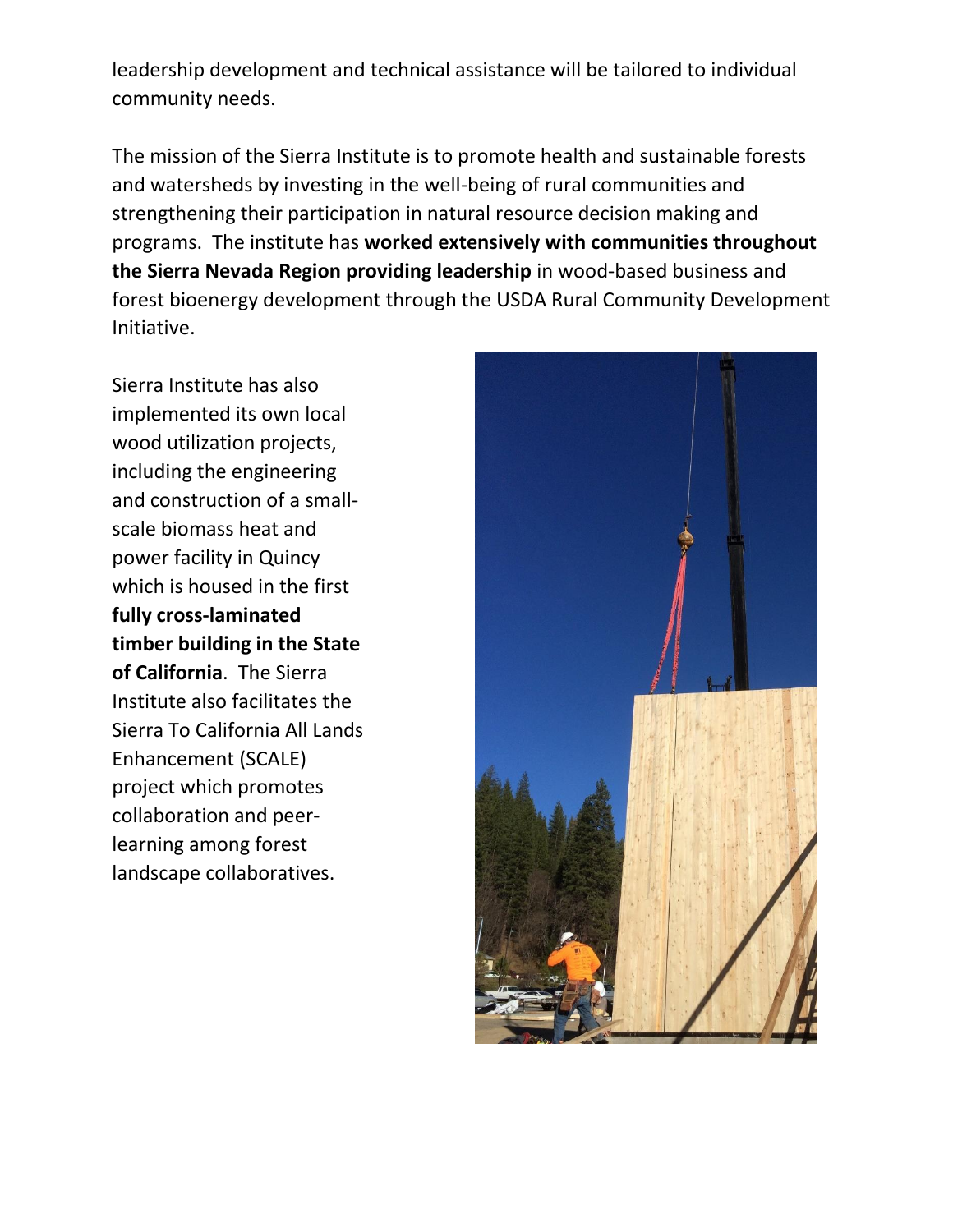leadership development and technical assistance will be tailored to individual community needs.

The mission of the Sierra Institute is to promote health and sustainable forests and watersheds by investing in the well-being of rural communities and strengthening their participation in natural resource decision making and programs. The institute has **worked extensively with communities throughout the Sierra Nevada Region providing leadership** in wood-based business and forest bioenergy development through the USDA Rural Community Development Initiative.

Sierra Institute has also implemented its own local wood utilization projects, including the engineering and construction of a small-scale biomass heat and power facility in Quincy which is housed in the first **fully cross-laminated timber building in the State of California**. The Sierra Institute also facilitates the Sierra To California All Lands Enhancement (SCALE) project which promotes collaboration and peer-learning among forest landscape collaboratives.